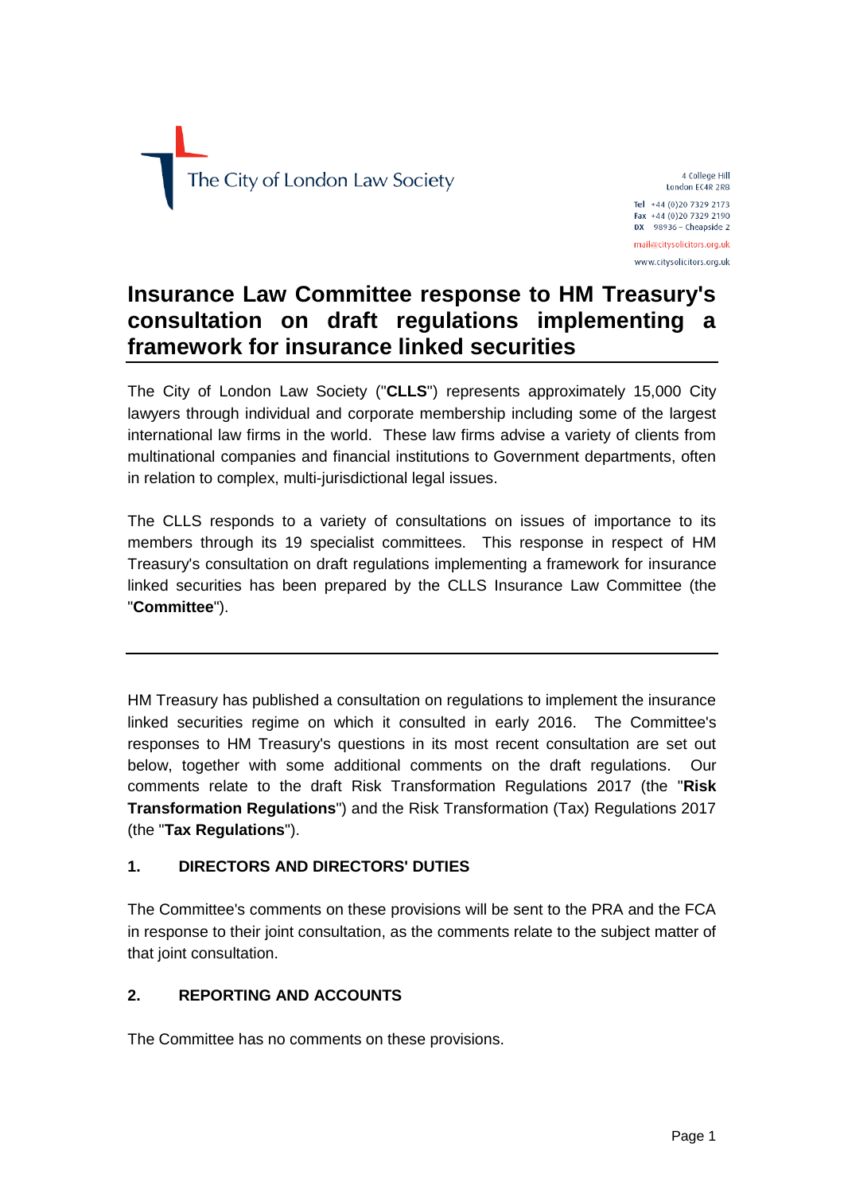The City of London Law Society

4 College Hill
London EC4R 2RB

Tel +44 (0)20 7329 2173
Fax +44 (0)20 7329 2190
DX 98936 – Cheapside 2

mail@citysolicitors.org.uk

www.citysolicitors.org.uk

# Insurance Law Committee response to HM Treasury's consultation on draft regulations implementing a framework for insurance linked securities

The City of London Law Society ("**CLLS**") represents approximately 15,000 City lawyers through individual and corporate membership including some of the largest international law firms in the world. These law firms advise a variety of clients from multinational companies and financial institutions to Government departments, often in relation to complex, multi-jurisdictional legal issues.

The CLLS responds to a variety of consultations on issues of importance to its members through its 19 specialist committees. This response in respect of HM Treasury's consultation on draft regulations implementing a framework for insurance linked securities has been prepared by the CLLS Insurance Law Committee (the "**Committee**").

---

HM Treasury has published a consultation on regulations to implement the insurance linked securities regime on which it consulted in early 2016. The Committee's responses to HM Treasury's questions in its most recent consultation are set out below, together with some additional comments on the draft regulations. Our comments relate to the draft Risk Transformation Regulations 2017 (the "**Risk Transformation Regulations**") and the Risk Transformation (Tax) Regulations 2017 (the "**Tax Regulations**").

## 1. DIRECTORS AND DIRECTORS' DUTIES

The Committee's comments on these provisions will be sent to the PRA and the FCA in response to their joint consultation, as the comments relate to the subject matter of that joint consultation.

## 2. REPORTING AND ACCOUNTS

The Committee has no comments on these provisions.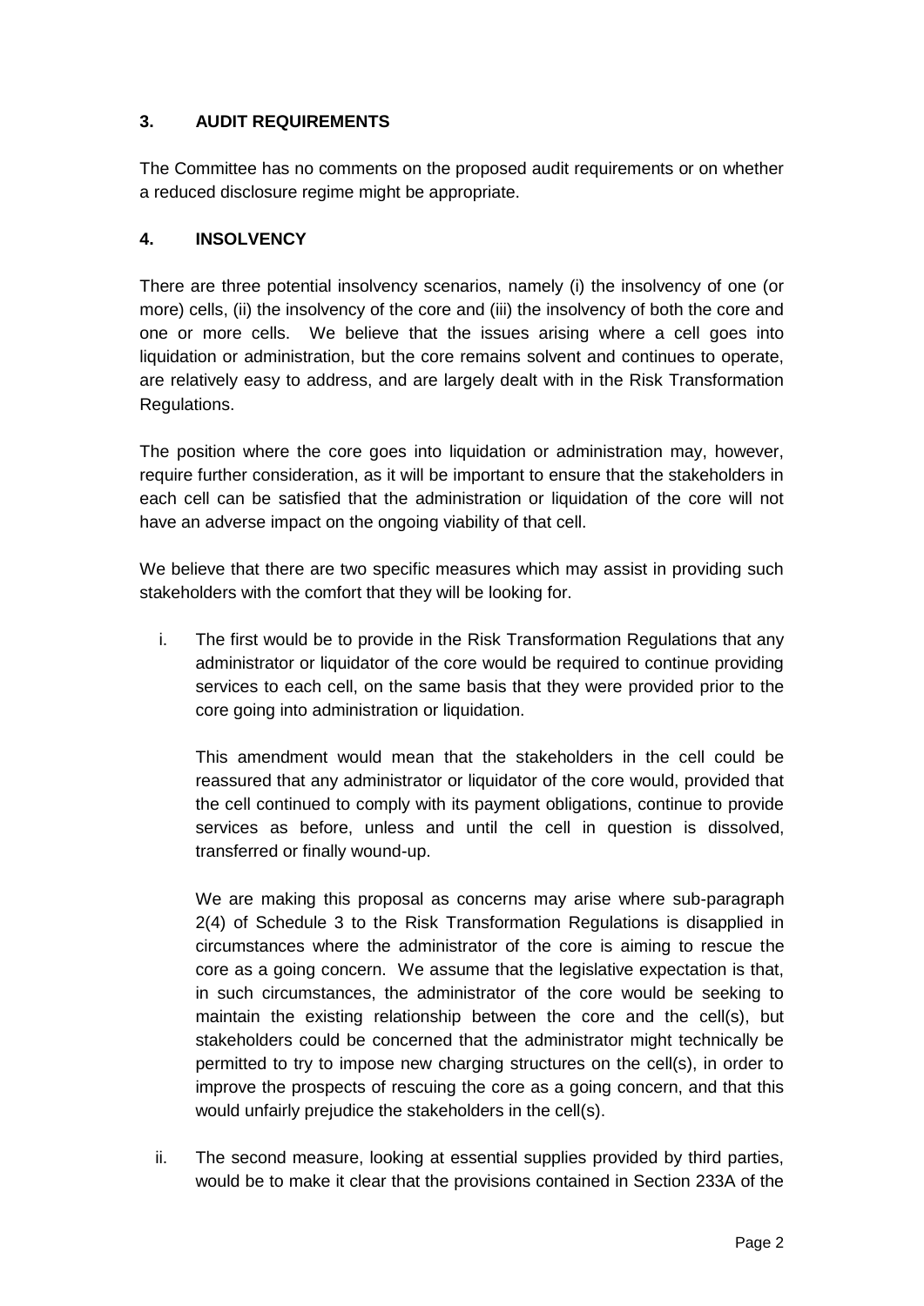## 3. AUDIT REQUIREMENTS

The Committee has no comments on the proposed audit requirements or on whether a reduced disclosure regime might be appropriate.

## 4. INSOLVENCY

There are three potential insolvency scenarios, namely (i) the insolvency of one (or more) cells, (ii) the insolvency of the core and (iii) the insolvency of both the core and one or more cells. We believe that the issues arising where a cell goes into liquidation or administration, but the core remains solvent and continues to operate, are relatively easy to address, and are largely dealt with in the Risk Transformation Regulations.

The position where the core goes into liquidation or administration may, however, require further consideration, as it will be important to ensure that the stakeholders in each cell can be satisfied that the administration or liquidation of the core will not have an adverse impact on the ongoing viability of that cell.

We believe that there are two specific measures which may assist in providing such stakeholders with the comfort that they will be looking for.

i. The first would be to provide in the Risk Transformation Regulations that any administrator or liquidator of the core would be required to continue providing services to each cell, on the same basis that they were provided prior to the core going into administration or liquidation.

   This amendment would mean that the stakeholders in the cell could be reassured that any administrator or liquidator of the core would, provided that the cell continued to comply with its payment obligations, continue to provide services as before, unless and until the cell in question is dissolved, transferred or finally wound-up.

   We are making this proposal as concerns may arise where sub-paragraph 2(4) of Schedule 3 to the Risk Transformation Regulations is disapplied in circumstances where the administrator of the core is aiming to rescue the core as a going concern. We assume that the legislative expectation is that, in such circumstances, the administrator of the core would be seeking to maintain the existing relationship between the core and the cell(s), but stakeholders could be concerned that the administrator might technically be permitted to try to impose new charging structures on the cell(s), in order to improve the prospects of rescuing the core as a going concern, and that this would unfairly prejudice the stakeholders in the cell(s).

ii. The second measure, looking at essential supplies provided by third parties, would be to make it clear that the provisions contained in Section 233A of the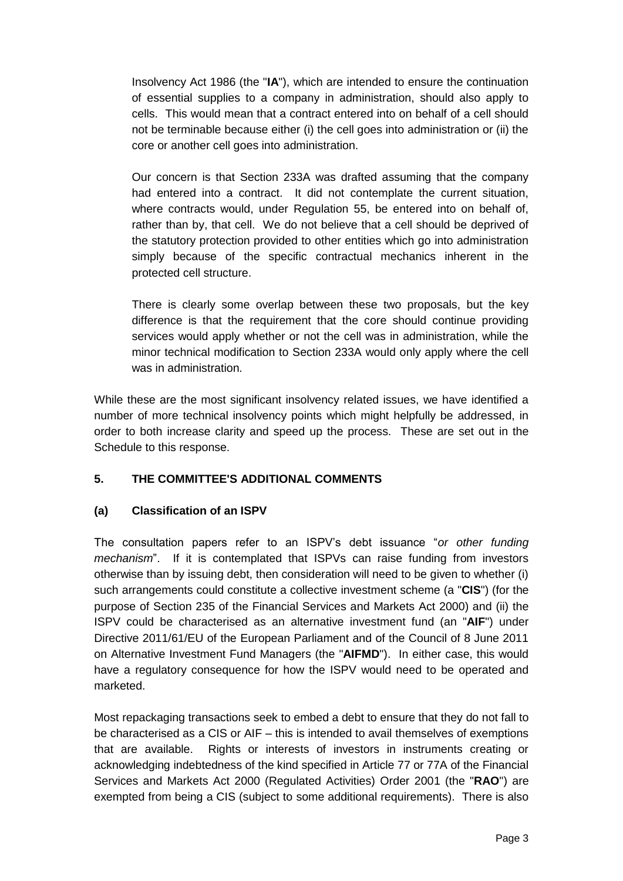Insolvency Act 1986 (the "**IA**"), which are intended to ensure the continuation of essential supplies to a company in administration, should also apply to cells. This would mean that a contract entered into on behalf of a cell should not be terminable because either (i) the cell goes into administration or (ii) the core or another cell goes into administration.

Our concern is that Section 233A was drafted assuming that the company had entered into a contract. It did not contemplate the current situation, where contracts would, under Regulation 55, be entered into on behalf of, rather than by, that cell. We do not believe that a cell should be deprived of the statutory protection provided to other entities which go into administration simply because of the specific contractual mechanics inherent in the protected cell structure.

There is clearly some overlap between these two proposals, but the key difference is that the requirement that the core should continue providing services would apply whether or not the cell was in administration, while the minor technical modification to Section 233A would only apply where the cell was in administration.

While these are the most significant insolvency related issues, we have identified a number of more technical insolvency points which might helpfully be addressed, in order to both increase clarity and speed up the process. These are set out in the Schedule to this response.

## 5. THE COMMITTEE'S ADDITIONAL COMMENTS

### (a) Classification of an ISPV

The consultation papers refer to an ISPV's debt issuance "*or other funding mechanism*". If it is contemplated that ISPVs can raise funding from investors otherwise than by issuing debt, then consideration will need to be given to whether (i) such arrangements could constitute a collective investment scheme (a "**CIS**") (for the purpose of Section 235 of the Financial Services and Markets Act 2000) and (ii) the ISPV could be characterised as an alternative investment fund (an "**AIF**") under Directive 2011/61/EU of the European Parliament and of the Council of 8 June 2011 on Alternative Investment Fund Managers (the "**AIFMD**"). In either case, this would have a regulatory consequence for how the ISPV would need to be operated and marketed.

Most repackaging transactions seek to embed a debt to ensure that they do not fall to be characterised as a CIS or AIF – this is intended to avail themselves of exemptions that are available. Rights or interests of investors in instruments creating or acknowledging indebtedness of the kind specified in Article 77 or 77A of the Financial Services and Markets Act 2000 (Regulated Activities) Order 2001 (the "**RAO**") are exempted from being a CIS (subject to some additional requirements). There is also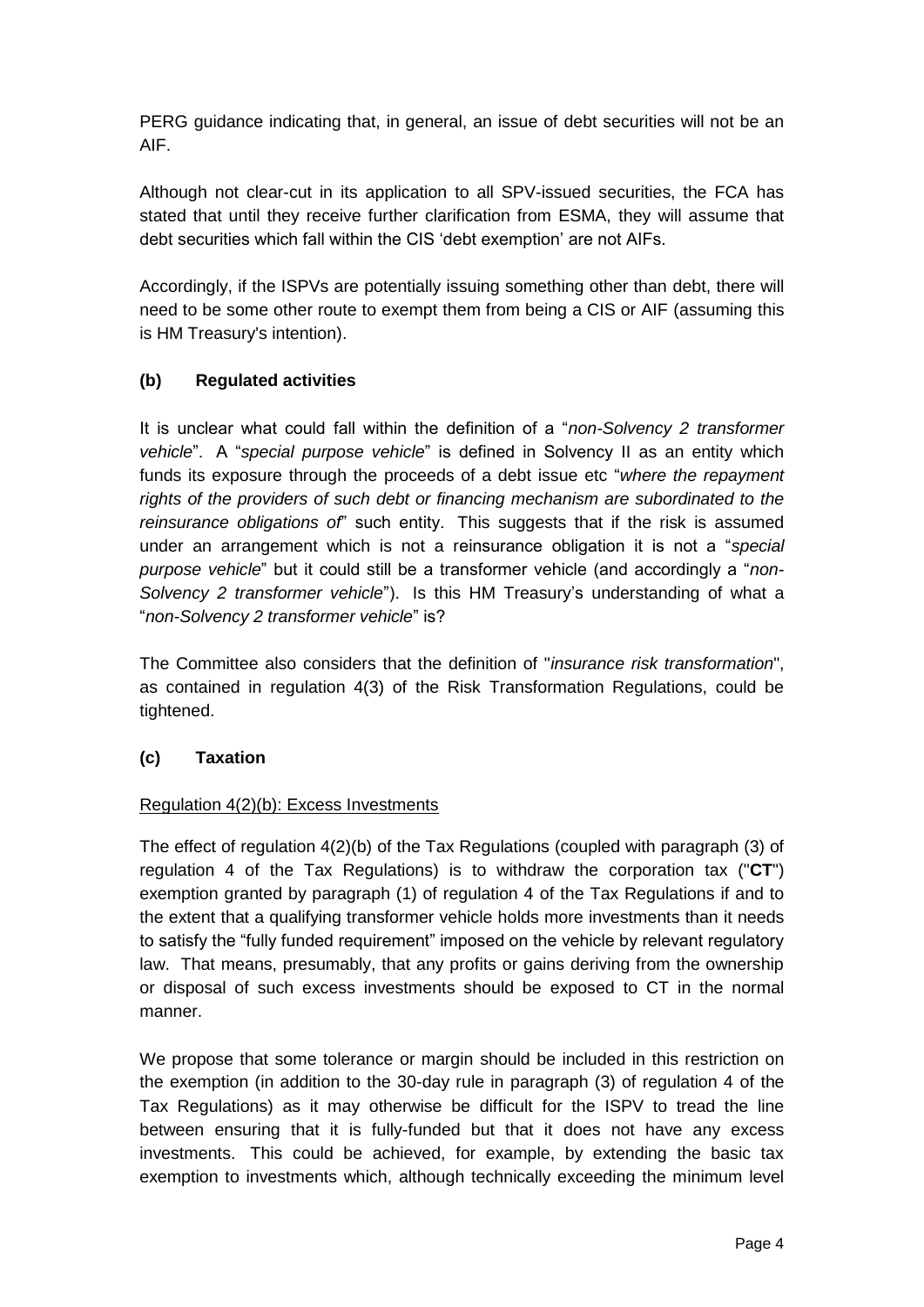PERG guidance indicating that, in general, an issue of debt securities will not be an AIF.

Although not clear-cut in its application to all SPV-issued securities, the FCA has stated that until they receive further clarification from ESMA, they will assume that debt securities which fall within the CIS 'debt exemption' are not AIFs.

Accordingly, if the ISPVs are potentially issuing something other than debt, there will need to be some other route to exempt them from being a CIS or AIF (assuming this is HM Treasury's intention).

### (b) Regulated activities

It is unclear what could fall within the definition of a "*non-Solvency 2 transformer vehicle*". A "*special purpose vehicle*" is defined in Solvency II as an entity which funds its exposure through the proceeds of a debt issue etc "*where the repayment rights of the providers of such debt or financing mechanism are subordinated to the reinsurance obligations of*" such entity. This suggests that if the risk is assumed under an arrangement which is not a reinsurance obligation it is not a "*special purpose vehicle*" but it could still be a transformer vehicle (and accordingly a "*non-Solvency 2 transformer vehicle*"). Is this HM Treasury's understanding of what a "*non-Solvency 2 transformer vehicle*" is?

The Committee also considers that the definition of "*insurance risk transformation*", as contained in regulation 4(3) of the Risk Transformation Regulations, could be tightened.

### (c) Taxation

Regulation 4(2)(b): Excess Investments

The effect of regulation 4(2)(b) of the Tax Regulations (coupled with paragraph (3) of regulation 4 of the Tax Regulations) is to withdraw the corporation tax ("**CT**") exemption granted by paragraph (1) of regulation 4 of the Tax Regulations if and to the extent that a qualifying transformer vehicle holds more investments than it needs to satisfy the "fully funded requirement" imposed on the vehicle by relevant regulatory law. That means, presumably, that any profits or gains deriving from the ownership or disposal of such excess investments should be exposed to CT in the normal manner.

We propose that some tolerance or margin should be included in this restriction on the exemption (in addition to the 30-day rule in paragraph (3) of regulation 4 of the Tax Regulations) as it may otherwise be difficult for the ISPV to tread the line between ensuring that it is fully-funded but that it does not have any excess investments. This could be achieved, for example, by extending the basic tax exemption to investments which, although technically exceeding the minimum level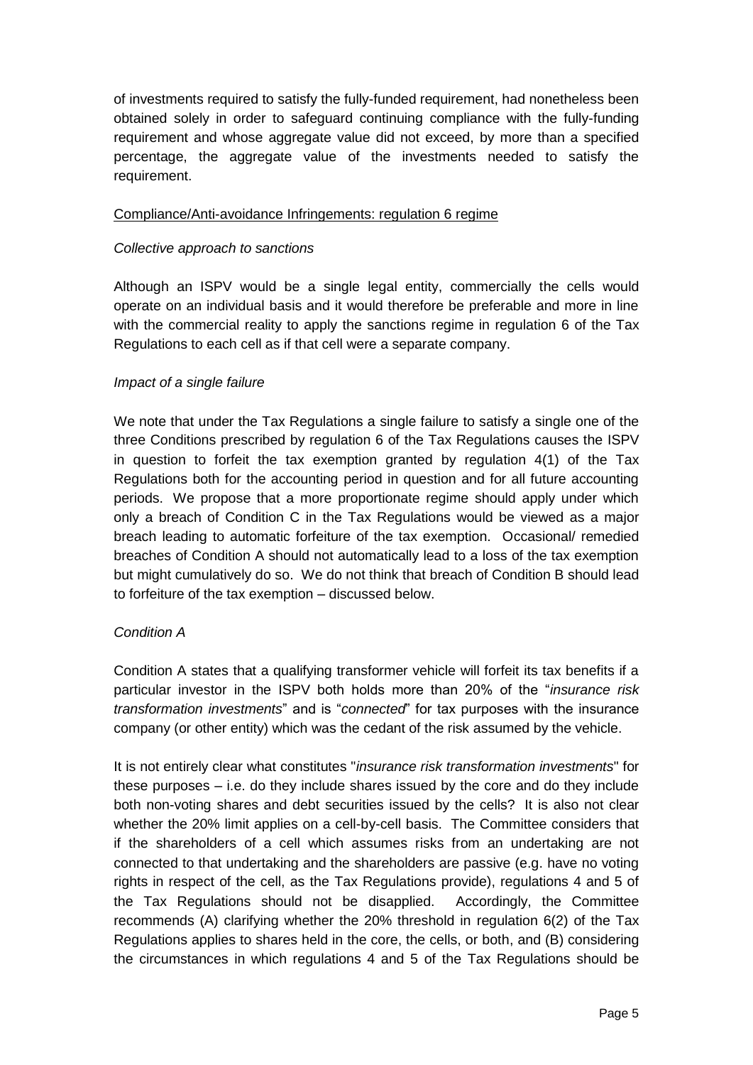of investments required to satisfy the fully-funded requirement, had nonetheless been obtained solely in order to safeguard continuing compliance with the fully-funding requirement and whose aggregate value did not exceed, by more than a specified percentage, the aggregate value of the investments needed to satisfy the requirement.

Compliance/Anti-avoidance Infringements: regulation 6 regime

*Collective approach to sanctions*

Although an ISPV would be a single legal entity, commercially the cells would operate on an individual basis and it would therefore be preferable and more in line with the commercial reality to apply the sanctions regime in regulation 6 of the Tax Regulations to each cell as if that cell were a separate company.

*Impact of a single failure*

We note that under the Tax Regulations a single failure to satisfy a single one of the three Conditions prescribed by regulation 6 of the Tax Regulations causes the ISPV in question to forfeit the tax exemption granted by regulation 4(1) of the Tax Regulations both for the accounting period in question and for all future accounting periods. We propose that a more proportionate regime should apply under which only a breach of Condition C in the Tax Regulations would be viewed as a major breach leading to automatic forfeiture of the tax exemption. Occasional/ remedied breaches of Condition A should not automatically lead to a loss of the tax exemption but might cumulatively do so. We do not think that breach of Condition B should lead to forfeiture of the tax exemption – discussed below.

*Condition A*

Condition A states that a qualifying transformer vehicle will forfeit its tax benefits if a particular investor in the ISPV both holds more than 20% of the "*insurance risk transformation investments*" and is "*connected*" for tax purposes with the insurance company (or other entity) which was the cedant of the risk assumed by the vehicle.

It is not entirely clear what constitutes "*insurance risk transformation investments*" for these purposes – i.e. do they include shares issued by the core and do they include both non-voting shares and debt securities issued by the cells? It is also not clear whether the 20% limit applies on a cell-by-cell basis. The Committee considers that if the shareholders of a cell which assumes risks from an undertaking are not connected to that undertaking and the shareholders are passive (e.g. have no voting rights in respect of the cell, as the Tax Regulations provide), regulations 4 and 5 of the Tax Regulations should not be disapplied. Accordingly, the Committee recommends (A) clarifying whether the 20% threshold in regulation 6(2) of the Tax Regulations applies to shares held in the core, the cells, or both, and (B) considering the circumstances in which regulations 4 and 5 of the Tax Regulations should be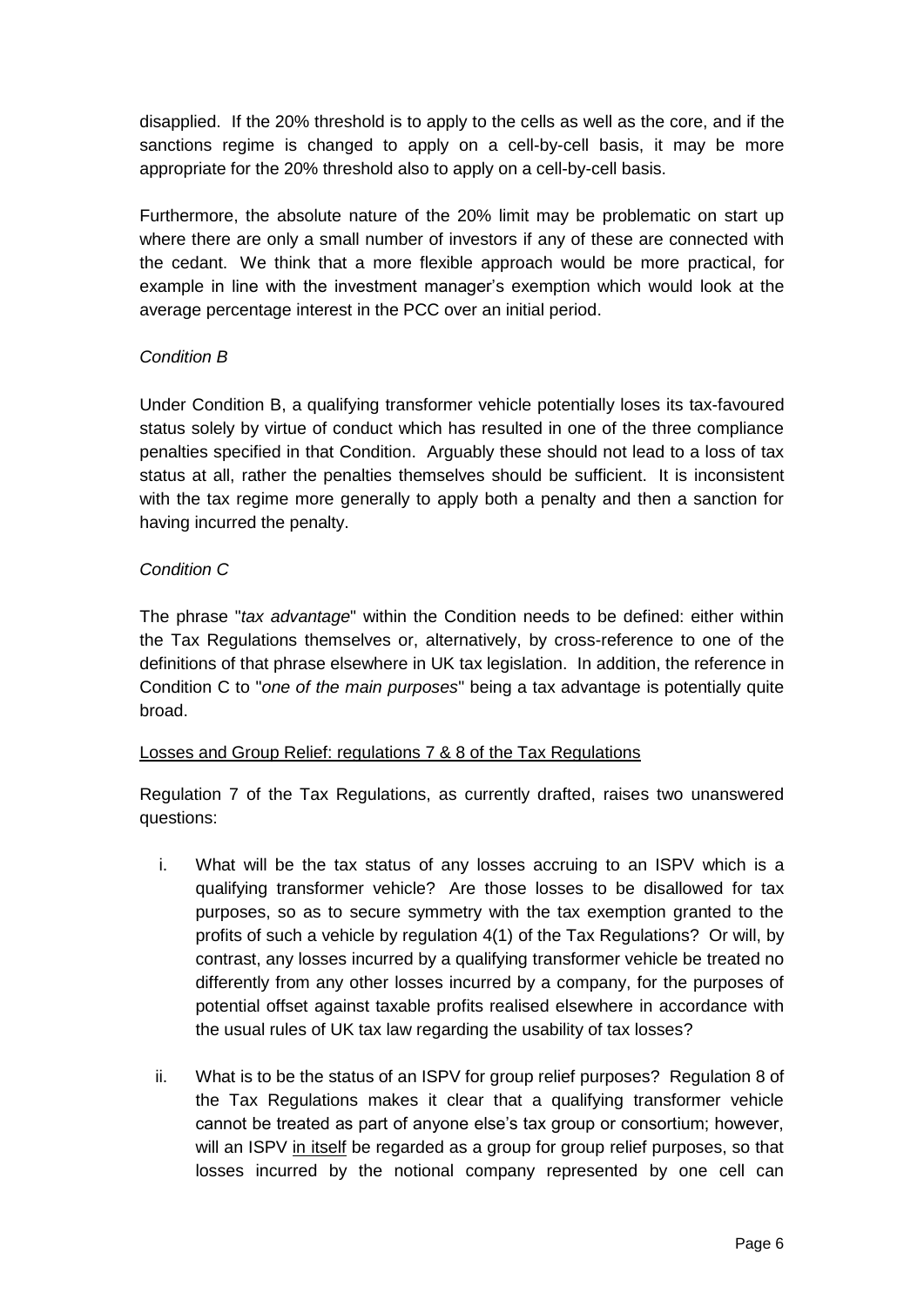disapplied. If the 20% threshold is to apply to the cells as well as the core, and if the sanctions regime is changed to apply on a cell-by-cell basis, it may be more appropriate for the 20% threshold also to apply on a cell-by-cell basis.

Furthermore, the absolute nature of the 20% limit may be problematic on start up where there are only a small number of investors if any of these are connected with the cedant. We think that a more flexible approach would be more practical, for example in line with the investment manager's exemption which would look at the average percentage interest in the PCC over an initial period.

*Condition B*

Under Condition B, a qualifying transformer vehicle potentially loses its tax-favoured status solely by virtue of conduct which has resulted in one of the three compliance penalties specified in that Condition. Arguably these should not lead to a loss of tax status at all, rather the penalties themselves should be sufficient. It is inconsistent with the tax regime more generally to apply both a penalty and then a sanction for having incurred the penalty.

*Condition C*

The phrase "*tax advantage*" within the Condition needs to be defined: either within the Tax Regulations themselves or, alternatively, by cross-reference to one of the definitions of that phrase elsewhere in UK tax legislation. In addition, the reference in Condition C to "*one of the main purposes*" being a tax advantage is potentially quite broad.

<u>Losses and Group Relief: regulations 7 & 8 of the Tax Regulations</u>

Regulation 7 of the Tax Regulations, as currently drafted, raises two unanswered questions:

i. What will be the tax status of any losses accruing to an ISPV which is a qualifying transformer vehicle? Are those losses to be disallowed for tax purposes, so as to secure symmetry with the tax exemption granted to the profits of such a vehicle by regulation 4(1) of the Tax Regulations? Or will, by contrast, any losses incurred by a qualifying transformer vehicle be treated no differently from any other losses incurred by a company, for the purposes of potential offset against taxable profits realised elsewhere in accordance with the usual rules of UK tax law regarding the usability of tax losses?

ii. What is to be the status of an ISPV for group relief purposes? Regulation 8 of the Tax Regulations makes it clear that a qualifying transformer vehicle cannot be treated as part of anyone else's tax group or consortium; however, will an ISPV <u>in itself</u> be regarded as a group for group relief purposes, so that losses incurred by the notional company represented by one cell can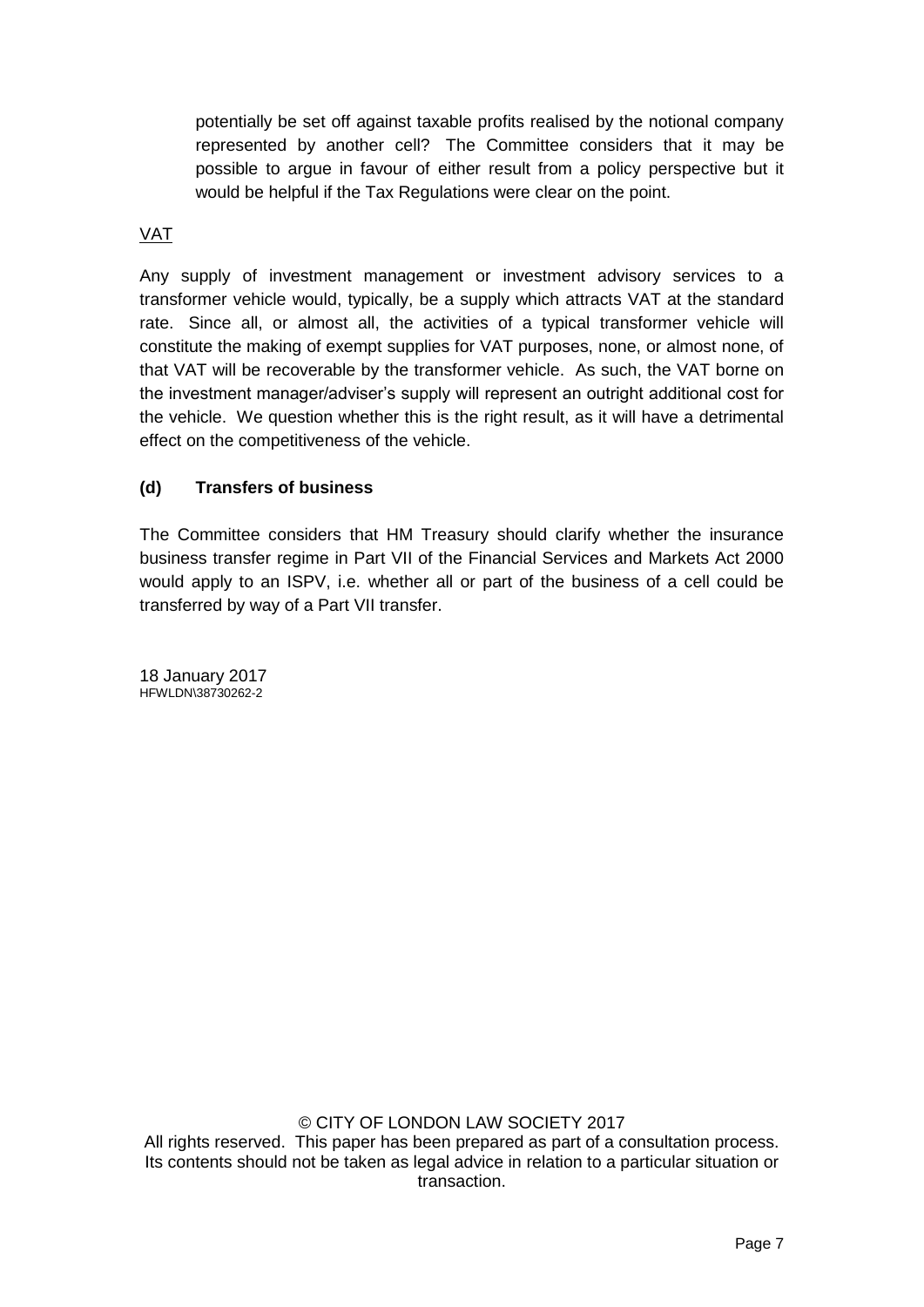potentially be set off against taxable profits realised by the notional company represented by another cell? The Committee considers that it may be possible to argue in favour of either result from a policy perspective but it would be helpful if the Tax Regulations were clear on the point.

<u>VAT</u>

Any supply of investment management or investment advisory services to a transformer vehicle would, typically, be a supply which attracts VAT at the standard rate. Since all, or almost all, the activities of a typical transformer vehicle will constitute the making of exempt supplies for VAT purposes, none, or almost none, of that VAT will be recoverable by the transformer vehicle. As such, the VAT borne on the investment manager/adviser's supply will represent an outright additional cost for the vehicle. We question whether this is the right result, as it will have a detrimental effect on the competitiveness of the vehicle.

**(d) Transfers of business**

The Committee considers that HM Treasury should clarify whether the insurance business transfer regime in Part VII of the Financial Services and Markets Act 2000 would apply to an ISPV, i.e. whether all or part of the business of a cell could be transferred by way of a Part VII transfer.

18 January 2017
HFWLDN\38730262-2

© CITY OF LONDON LAW SOCIETY 2017
All rights reserved. This paper has been prepared as part of a consultation process. Its contents should not be taken as legal advice in relation to a particular situation or transaction.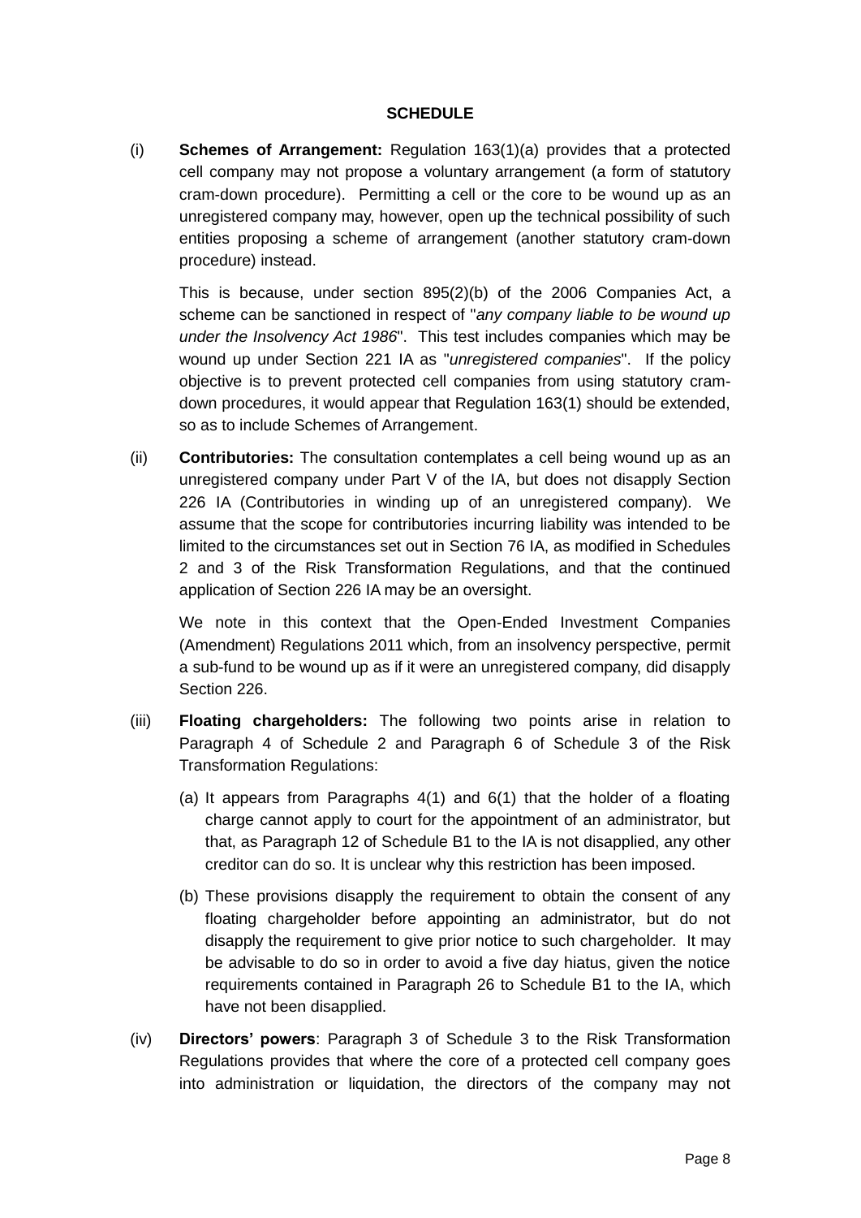## SCHEDULE

(i) **Schemes of Arrangement:** Regulation 163(1)(a) provides that a protected cell company may not propose a voluntary arrangement (a form of statutory cram-down procedure). Permitting a cell or the core to be wound up as an unregistered company may, however, open up the technical possibility of such entities proposing a scheme of arrangement (another statutory cram-down procedure) instead.

This is because, under section 895(2)(b) of the 2006 Companies Act, a scheme can be sanctioned in respect of "*any company liable to be wound up under the Insolvency Act 1986*". This test includes companies which may be wound up under Section 221 IA as "*unregistered companies*". If the policy objective is to prevent protected cell companies from using statutory cram-down procedures, it would appear that Regulation 163(1) should be extended, so as to include Schemes of Arrangement.

(ii) **Contributories:** The consultation contemplates a cell being wound up as an unregistered company under Part V of the IA, but does not disapply Section 226 IA (Contributories in winding up of an unregistered company). We assume that the scope for contributories incurring liability was intended to be limited to the circumstances set out in Section 76 IA, as modified in Schedules 2 and 3 of the Risk Transformation Regulations, and that the continued application of Section 226 IA may be an oversight.

We note in this context that the Open-Ended Investment Companies (Amendment) Regulations 2011 which, from an insolvency perspective, permit a sub-fund to be wound up as if it were an unregistered company, did disapply Section 226.

(iii) **Floating chargeholders:** The following two points arise in relation to Paragraph 4 of Schedule 2 and Paragraph 6 of Schedule 3 of the Risk Transformation Regulations:

(a) It appears from Paragraphs 4(1) and 6(1) that the holder of a floating charge cannot apply to court for the appointment of an administrator, but that, as Paragraph 12 of Schedule B1 to the IA is not disapplied, any other creditor can do so. It is unclear why this restriction has been imposed.

(b) These provisions disapply the requirement to obtain the consent of any floating chargeholder before appointing an administrator, but do not disapply the requirement to give prior notice to such chargeholder. It may be advisable to do so in order to avoid a five day hiatus, given the notice requirements contained in Paragraph 26 to Schedule B1 to the IA, which have not been disapplied.

(iv) **Directors' powers**: Paragraph 3 of Schedule 3 to the Risk Transformation Regulations provides that where the core of a protected cell company goes into administration or liquidation, the directors of the company may not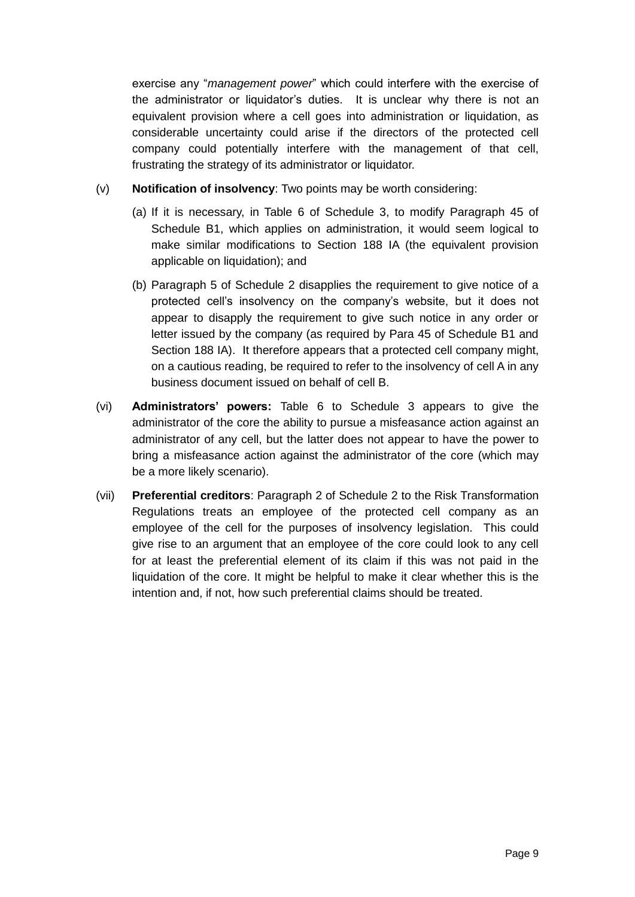exercise any "*management power*" which could interfere with the exercise of the administrator or liquidator's duties. It is unclear why there is not an equivalent provision where a cell goes into administration or liquidation, as considerable uncertainty could arise if the directors of the protected cell company could potentially interfere with the management of that cell, frustrating the strategy of its administrator or liquidator.

(v) **Notification of insolvency**: Two points may be worth considering:

(a) If it is necessary, in Table 6 of Schedule 3, to modify Paragraph 45 of Schedule B1, which applies on administration, it would seem logical to make similar modifications to Section 188 IA (the equivalent provision applicable on liquidation); and

(b) Paragraph 5 of Schedule 2 disapplies the requirement to give notice of a protected cell's insolvency on the company's website, but it does not appear to disapply the requirement to give such notice in any order or letter issued by the company (as required by Para 45 of Schedule B1 and Section 188 IA). It therefore appears that a protected cell company might, on a cautious reading, be required to refer to the insolvency of cell A in any business document issued on behalf of cell B.

(vi) **Administrators' powers:** Table 6 to Schedule 3 appears to give the administrator of the core the ability to pursue a misfeasance action against an administrator of any cell, but the latter does not appear to have the power to bring a misfeasance action against the administrator of the core (which may be a more likely scenario).

(vii) **Preferential creditors**: Paragraph 2 of Schedule 2 to the Risk Transformation Regulations treats an employee of the protected cell company as an employee of the cell for the purposes of insolvency legislation. This could give rise to an argument that an employee of the core could look to any cell for at least the preferential element of its claim if this was not paid in the liquidation of the core. It might be helpful to make it clear whether this is the intention and, if not, how such preferential claims should be treated.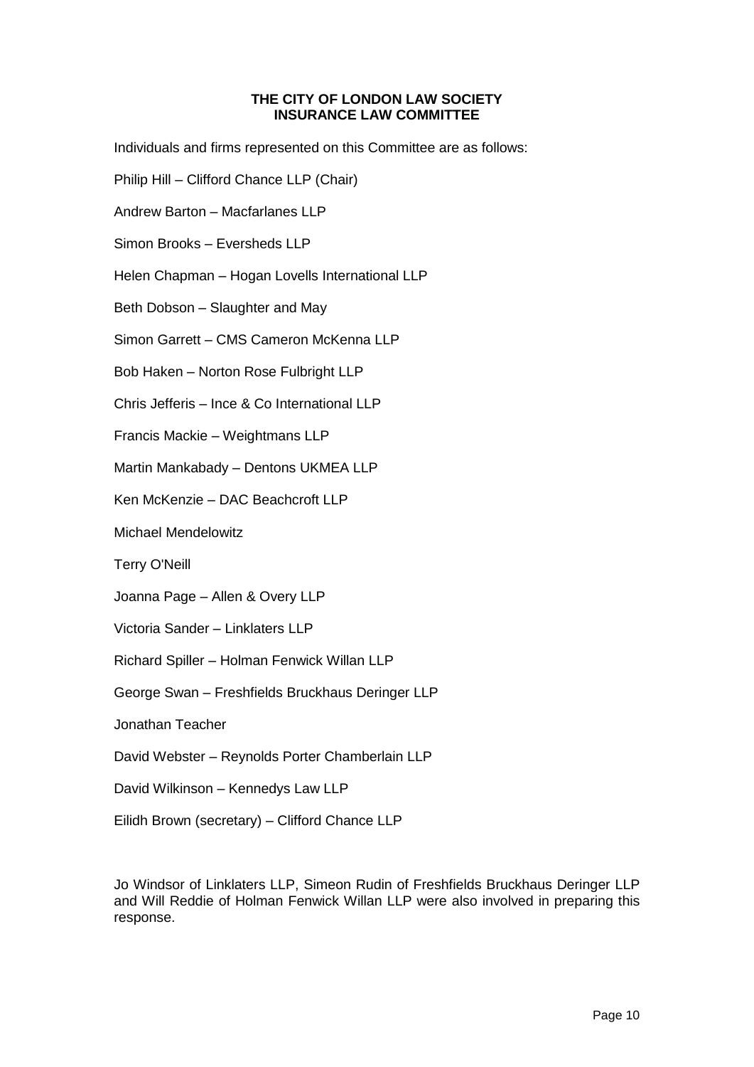**THE CITY OF LONDON LAW SOCIETY**
**INSURANCE LAW COMMITTEE**

Individuals and firms represented on this Committee are as follows:

Philip Hill – Clifford Chance LLP (Chair)

Andrew Barton – Macfarlanes LLP

Simon Brooks – Eversheds LLP

Helen Chapman – Hogan Lovells International LLP

Beth Dobson – Slaughter and May

Simon Garrett – CMS Cameron McKenna LLP

Bob Haken – Norton Rose Fulbright LLP

Chris Jefferis – Ince & Co International LLP

Francis Mackie – Weightmans LLP

Martin Mankabady – Dentons UKMEA LLP

Ken McKenzie – DAC Beachcroft LLP

Michael Mendelowitz

Terry O'Neill

Joanna Page – Allen & Overy LLP

Victoria Sander – Linklaters LLP

Richard Spiller – Holman Fenwick Willan LLP

George Swan – Freshfields Bruckhaus Deringer LLP

Jonathan Teacher

David Webster – Reynolds Porter Chamberlain LLP

David Wilkinson – Kennedys Law LLP

Eilidh Brown (secretary) – Clifford Chance LLP

Jo Windsor of Linklaters LLP, Simeon Rudin of Freshfields Bruckhaus Deringer LLP and Will Reddie of Holman Fenwick Willan LLP were also involved in preparing this response.